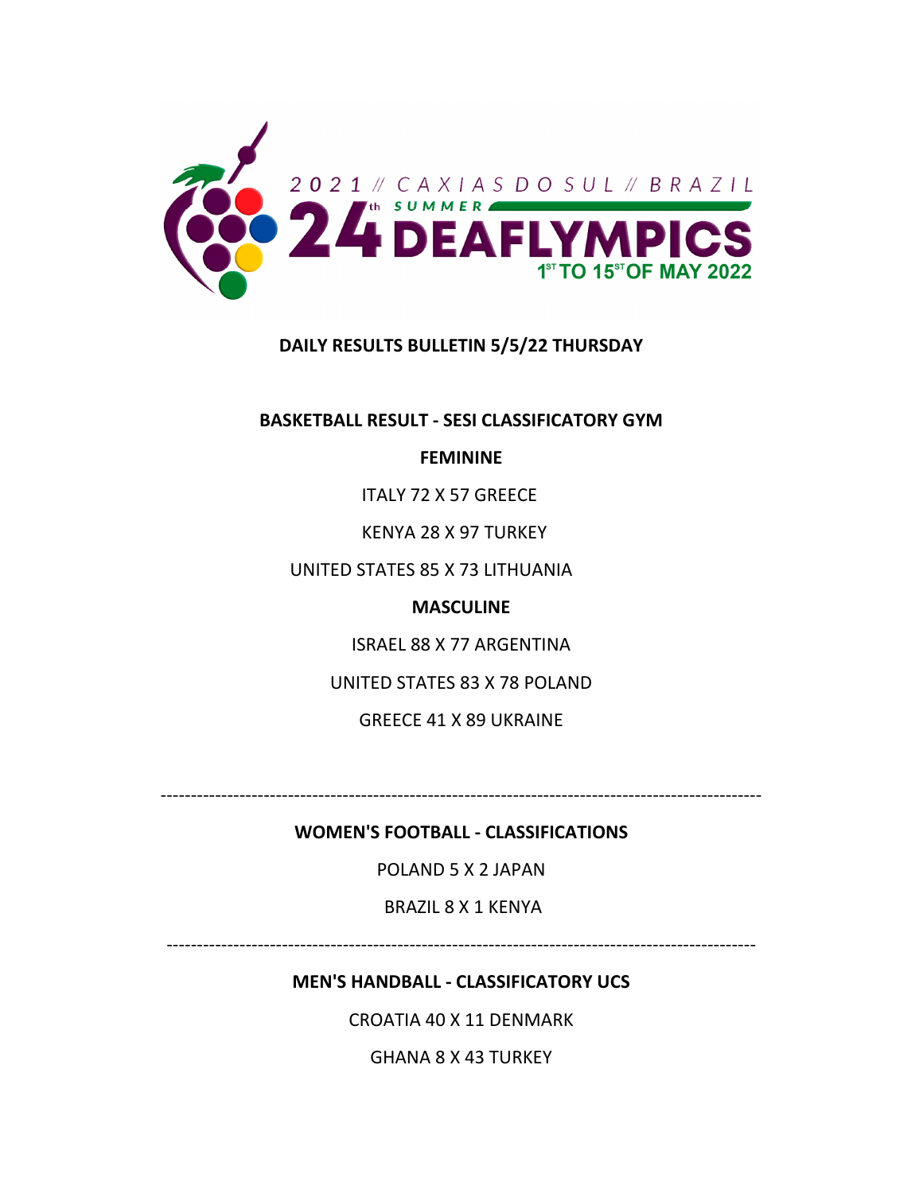2021 // CAXIAS DO SUL // BRAZIL

24th SUMMER DEAFLYMPICS

1ST TO 15ST OF MAY 2022

**DAILY RESULTS BULLETIN 5/5/22 THURSDAY**

**BASKETBALL RESULT - SESI CLASSIFICATORY GYM**

**FEMININE**

ITALY 72 X 57 GREECE

KENYA 28 X 97 TURKEY

UNITED STATES 85 X 73 LITHUANIA

**MASCULINE**

ISRAEL 88 X 77 ARGENTINA

UNITED STATES 83 X 78 POLAND

GREECE 41 X 89 UKRAINE

---

**WOMEN'S FOOTBALL - CLASSIFICATIONS**

POLAND 5 X 2 JAPAN

BRAZIL 8 X 1 KENYA

---

**MEN'S HANDBALL - CLASSIFICATORY UCS**

CROATIA 40 X 11 DENMARK

GHANA 8 X 43 TURKEY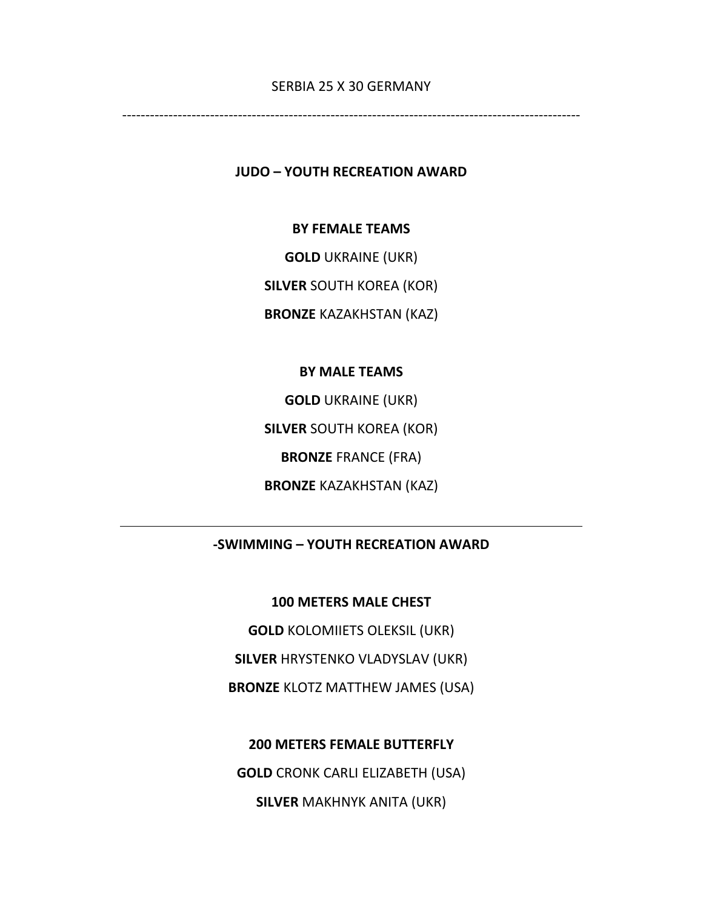SERBIA 25 X 30 GERMANY

---

**JUDO – YOUTH RECREATION AWARD**

**BY FEMALE TEAMS**

**GOLD** UKRAINE (UKR)

**SILVER** SOUTH KOREA (KOR)

**BRONZE** KAZAKHSTAN (KAZ)

**BY MALE TEAMS**

**GOLD** UKRAINE (UKR)

**SILVER** SOUTH KOREA (KOR)

**BRONZE** FRANCE (FRA)

**BRONZE** KAZAKHSTAN (KAZ)

---

**-SWIMMING – YOUTH RECREATION AWARD**

**100 METERS MALE CHEST**

**GOLD** KOLOMIIETS OLEKSIL (UKR)

**SILVER** HRYSTENKO VLADYSLAV (UKR)

**BRONZE** KLOTZ MATTHEW JAMES (USA)

**200 METERS FEMALE BUTTERFLY**

**GOLD** CRONK CARLI ELIZABETH (USA)

**SILVER** MAKHNYK ANITA (UKR)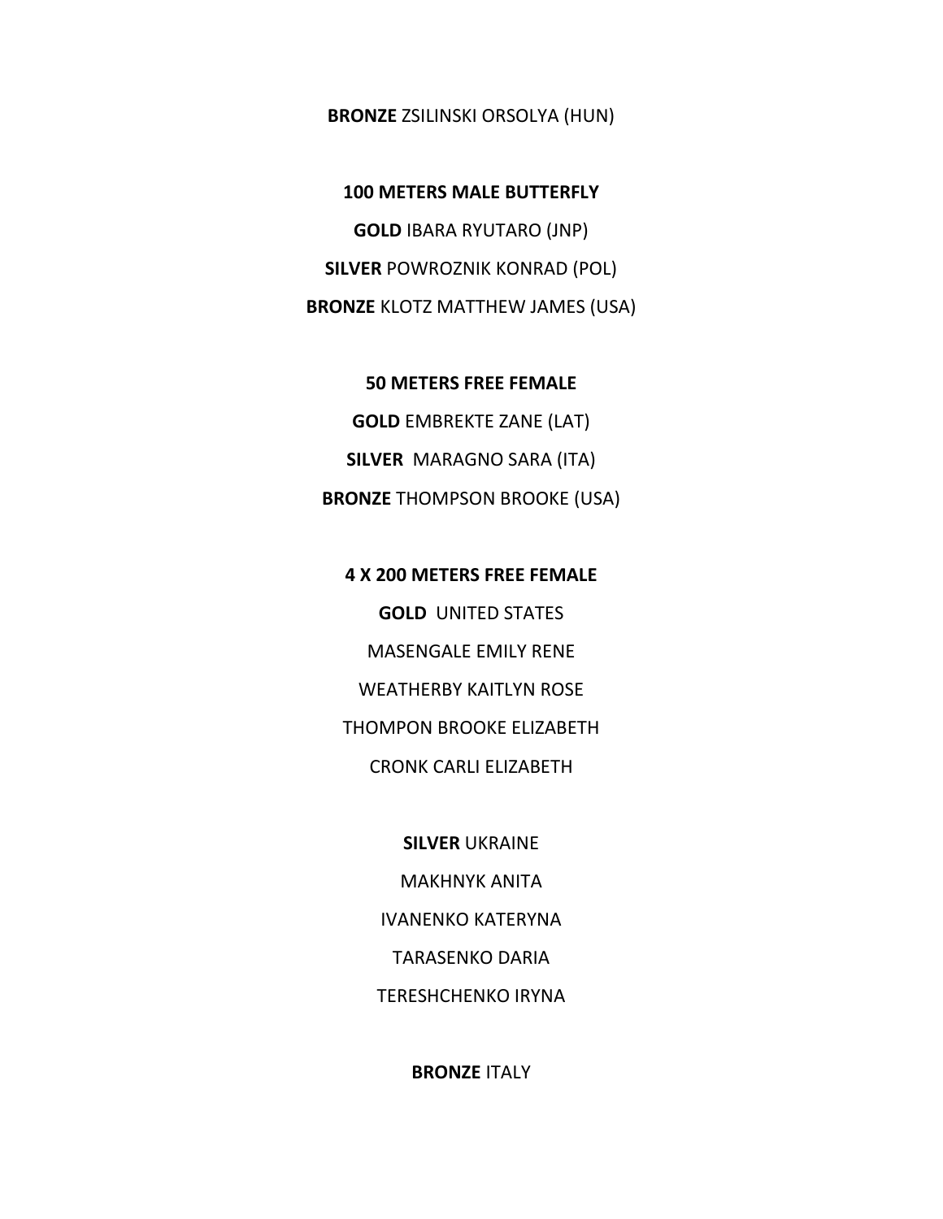**BRONZE** ZSILINSKI ORSOLYA (HUN)

**100 METERS MALE BUTTERFLY**

**GOLD** IBARA RYUTARO (JNP)

**SILVER** POWROZNIK KONRAD (POL)

**BRONZE** KLOTZ MATTHEW JAMES (USA)

**50 METERS FREE FEMALE**

**GOLD** EMBREKTE ZANE (LAT)

**SILVER** MARAGNO SARA (ITA)

**BRONZE** THOMPSON BROOKE (USA)

**4 X 200 METERS FREE FEMALE**

**GOLD** UNITED STATES

MASENGALE EMILY RENE

WEATHERBY KAITLYN ROSE

THOMPON BROOKE ELIZABETH

CRONK CARLI ELIZABETH

**SILVER** UKRAINE

MAKHNYK ANITA

IVANENKO KATERYNA

TARASENKO DARIA

TERESHCHENKO IRYNA

**BRONZE** ITALY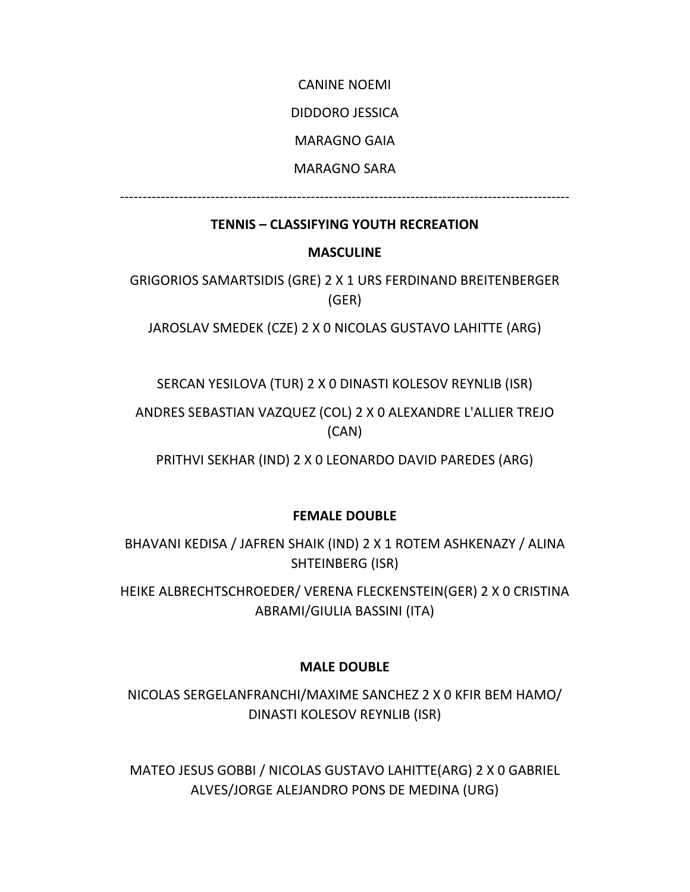CANINE NOEMI

DIDDORO JESSICA

MARAGNO GAIA

MARAGNO SARA

---

**TENNIS – CLASSIFYING YOUTH RECREATION**

**MASCULINE**

GRIGORIOS SAMARTSIDIS (GRE) 2 X 1 URS FERDINAND BREITENBERGER (GER)

JAROSLAV SMEDEK (CZE) 2 X 0 NICOLAS GUSTAVO LAHITTE (ARG)

SERCAN YESILOVA (TUR) 2 X 0 DINASTI KOLESOV REYNLIB (ISR)

ANDRES SEBASTIAN VAZQUEZ (COL) 2 X 0 ALEXANDRE L'ALLIER TREJO (CAN)

PRITHVI SEKHAR (IND) 2 X 0 LEONARDO DAVID PAREDES (ARG)

**FEMALE DOUBLE**

BHAVANI KEDISA / JAFREN SHAIK (IND) 2 X 1 ROTEM ASHKENAZY / ALINA SHTEINBERG (ISR)

HEIKE ALBRECHTSCHROEDER/ VERENA FLECKENSTEIN(GER) 2 X 0 CRISTINA ABRAMI/GIULIA BASSINI (ITA)

**MALE DOUBLE**

NICOLAS SERGELANFRANCHI/MAXIME SANCHEZ 2 X 0 KFIR BEM HAMO/ DINASTI KOLESOV REYNLIB (ISR)

MATEO JESUS GOBBI / NICOLAS GUSTAVO LAHITTE(ARG) 2 X 0 GABRIEL ALVES/JORGE ALEJANDRO PONS DE MEDINA (URG)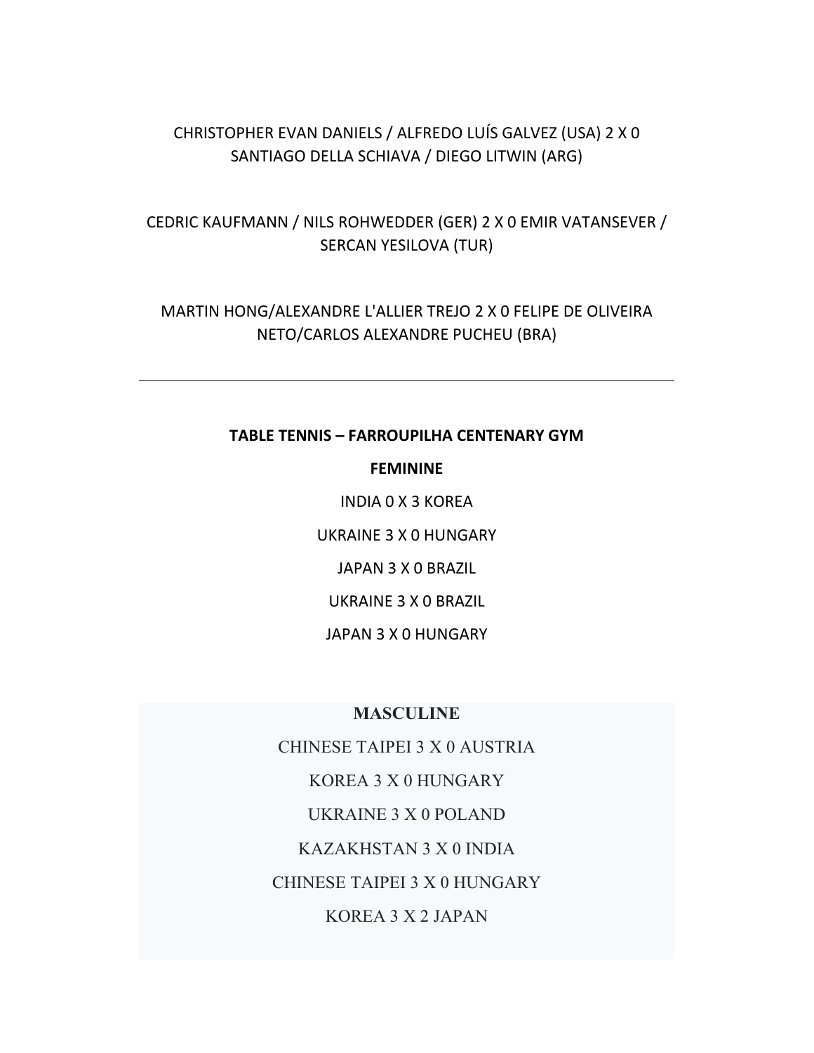CHRISTOPHER EVAN DANIELS / ALFREDO LUÍS GALVEZ (USA) 2 X 0 SANTIAGO DELLA SCHIAVA / DIEGO LITWIN (ARG)

CEDRIC KAUFMANN / NILS ROHWEDDER (GER) 2 X 0 EMIR VATANSEVER / SERCAN YESILOVA (TUR)

MARTIN HONG/ALEXANDRE L'ALLIER TREJO 2 X 0 FELIPE DE OLIVEIRA NETO/CARLOS ALEXANDRE PUCHEU (BRA)

---

**TABLE TENNIS – FARROUPILHA CENTENARY GYM**

**FEMININE**

INDIA 0 X 3 KOREA

UKRAINE 3 X 0 HUNGARY

JAPAN 3 X 0 BRAZIL

UKRAINE 3 X 0 BRAZIL

JAPAN 3 X 0 HUNGARY

**MASCULINE**

CHINESE TAIPEI 3 X 0 AUSTRIA

KOREA 3 X 0 HUNGARY

UKRAINE 3 X 0 POLAND

KAZAKHSTAN 3 X 0 INDIA

CHINESE TAIPEI 3 X 0 HUNGARY

KOREA 3 X 2 JAPAN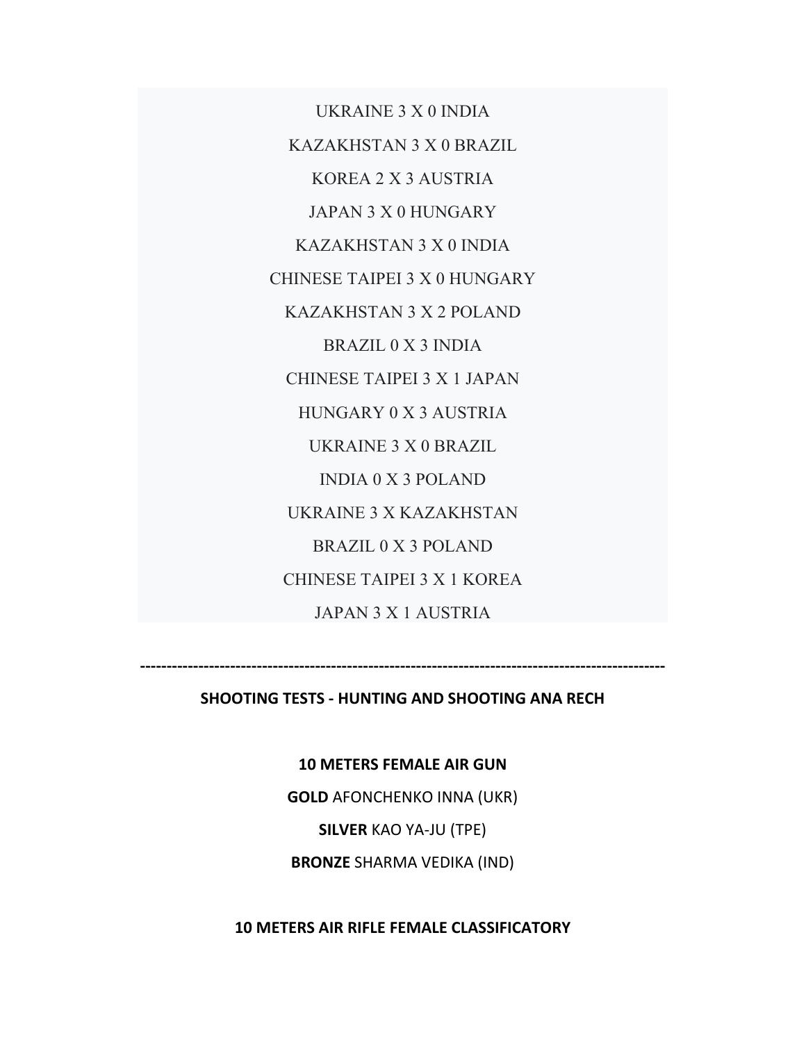UKRAINE 3 X 0 INDIA

KAZAKHSTAN 3 X 0 BRAZIL

KOREA 2 X 3 AUSTRIA

JAPAN 3 X 0 HUNGARY

KAZAKHSTAN 3 X 0 INDIA

CHINESE TAIPEI 3 X 0 HUNGARY

KAZAKHSTAN 3 X 2 POLAND

BRAZIL 0 X 3 INDIA

CHINESE TAIPEI 3 X 1 JAPAN

HUNGARY 0 X 3 AUSTRIA

UKRAINE 3 X 0 BRAZIL

INDIA 0 X 3 POLAND

UKRAINE 3 X KAZAKHSTAN

BRAZIL 0 X 3 POLAND

CHINESE TAIPEI 3 X 1 KOREA

JAPAN 3 X 1 AUSTRIA

---

**SHOOTING TESTS - HUNTING AND SHOOTING ANA RECH**

**10 METERS FEMALE AIR GUN**

**GOLD** AFONCHENKO INNA (UKR)

**SILVER** KAO YA-JU (TPE)

**BRONZE** SHARMA VEDIKA (IND)

**10 METERS AIR RIFLE FEMALE CLASSIFICATORY**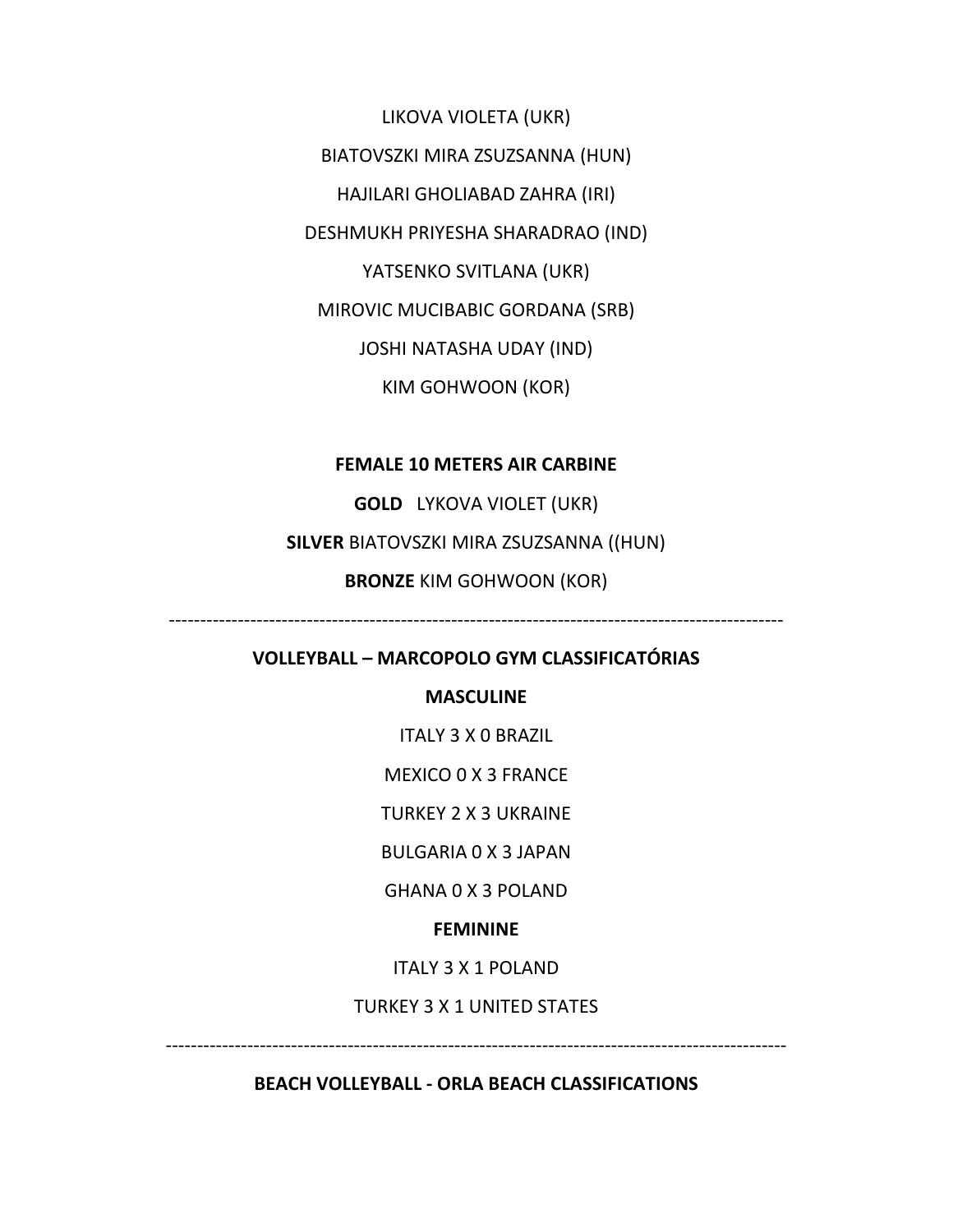LIKOVA VIOLETA (UKR)

BIATOVSZKI MIRA ZSUZSANNA (HUN)

HAJILARI GHOLIABAD ZAHRA (IRI)

DESHMUKH PRIYESHA SHARADRAO (IND)

YATSENKO SVITLANA (UKR)

MIROVIC MUCIBABIC GORDANA (SRB)

JOSHI NATASHA UDAY (IND)

KIM GOHWOON (KOR)

**FEMALE 10 METERS AIR CARBINE**

**GOLD** LYKOVA VIOLET (UKR)

**SILVER** BIATOVSZKI MIRA ZSUZSANNA ((HUN)

**BRONZE** KIM GOHWOON (KOR)

---

**VOLLEYBALL – MARCOPOLO GYM CLASSIFICATÓRIAS**

**MASCULINE**

ITALY 3 X 0 BRAZIL

MEXICO 0 X 3 FRANCE

TURKEY 2 X 3 UKRAINE

BULGARIA 0 X 3 JAPAN

GHANA 0 X 3 POLAND

**FEMININE**

ITALY 3 X 1 POLAND

TURKEY 3 X 1 UNITED STATES

---

**BEACH VOLLEYBALL - ORLA BEACH CLASSIFICATIONS**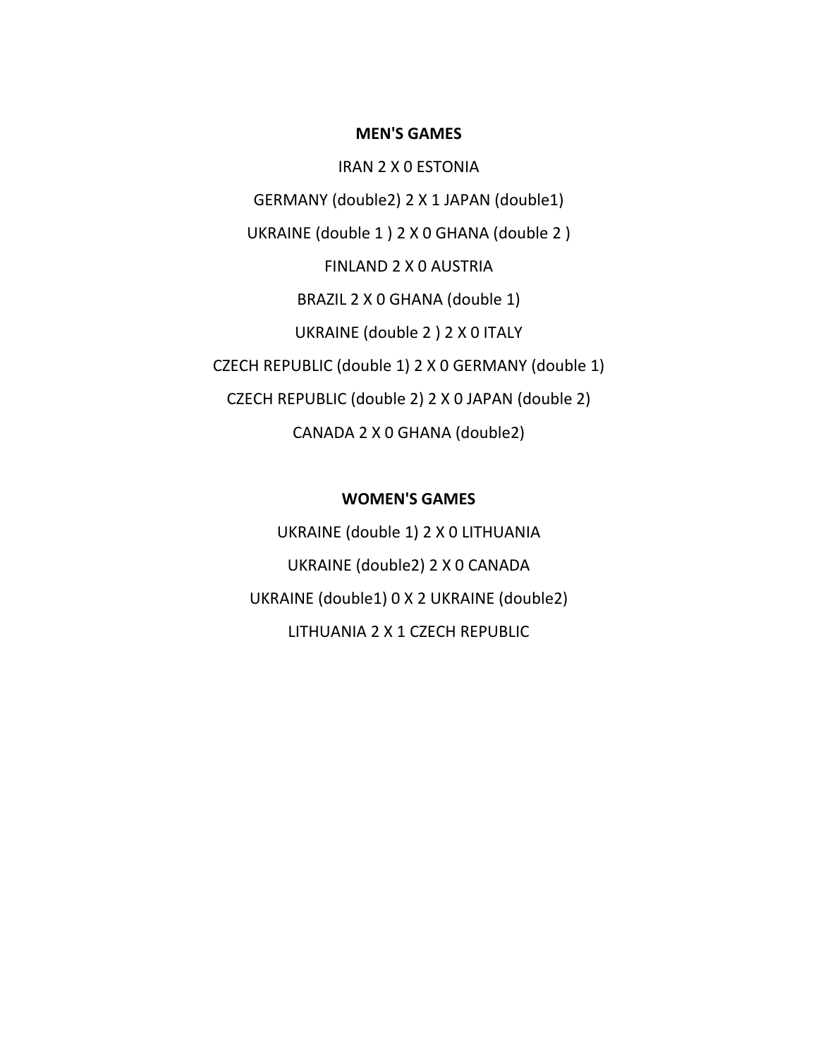**MEN'S GAMES**

IRAN 2 X 0 ESTONIA

GERMANY (double2) 2 X 1 JAPAN (double1)

UKRAINE (double 1 ) 2 X 0 GHANA (double 2 )

FINLAND 2 X 0 AUSTRIA

BRAZIL 2 X 0 GHANA (double 1)

UKRAINE (double 2 ) 2 X 0 ITALY

CZECH REPUBLIC (double 1) 2 X 0 GERMANY (double 1)

CZECH REPUBLIC (double 2) 2 X 0 JAPAN (double 2)

CANADA 2 X 0 GHANA (double2)

**WOMEN'S GAMES**

UKRAINE (double 1) 2 X 0 LITHUANIA

UKRAINE (double2) 2 X 0 CANADA

UKRAINE (double1) 0 X 2 UKRAINE (double2)

LITHUANIA 2 X 1 CZECH REPUBLIC